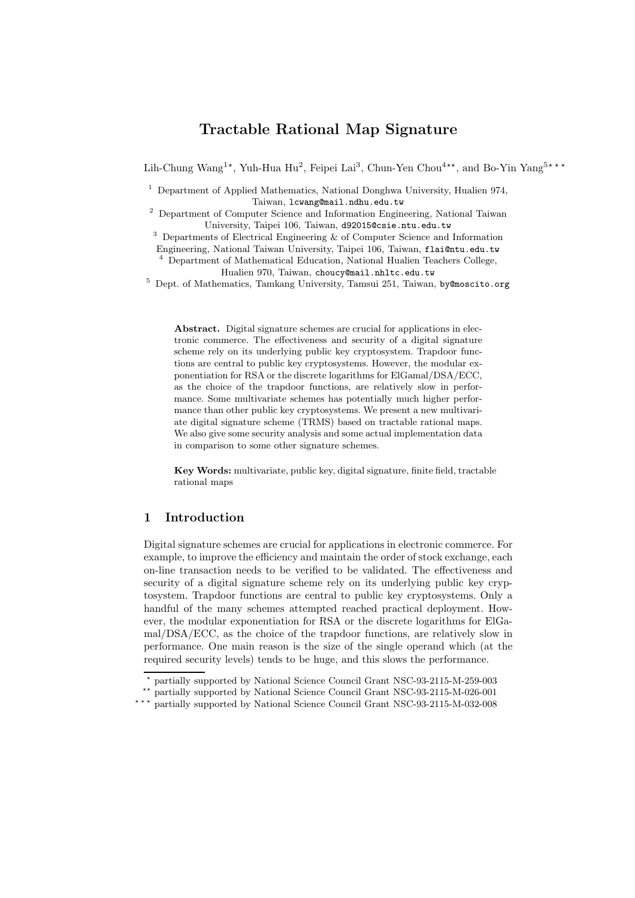# Tractable Rational Map Signature

Lih-Chung Wang[1*], Yuh-Hua Hu[2], Feipei Lai[3], Chun-Yen Chou[4**], and Bo-Yin Yang[5***]

[1] Department of Applied Mathematics, National Donghwa University, Hualien 974, Taiwan, lcwang@mail.ndhu.edu.tw

[2] Department of Computer Science and Information Engineering, National Taiwan University, Taipei 106, Taiwan, d92015@csie.ntu.edu.tw

[3] Departments of Electrical Engineering & of Computer Science and Information Engineering, National Taiwan University, Taipei 106, Taiwan, flai@ntu.edu.tw

[4] Department of Mathematical Education, National Hualien Teachers College, Hualien 970, Taiwan, choucy@mail.nhltc.edu.tw

[5] Dept. of Mathematics, Tamkang University, Tamsui 251, Taiwan, by@moscito.org

**Abstract.** Digital signature schemes are crucial for applications in electronic commerce. The effectiveness and security of a digital signature scheme rely on its underlying public key cryptosystem. Trapdoor functions are central to public key cryptosystems. However, the modular exponentiation for RSA or the discrete logarithms for ElGamal/DSA/ECC, as the choice of the trapdoor functions, are relatively slow in performance. Some multivariate schemes has potentially much higher performance than other public key cryptosystems. We present a new multivariate digital signature scheme (TRMS) based on tractable rational maps. We also give some security analysis and some actual implementation data in comparison to some other signature schemes.

**Key Words:** multivariate, public key, digital signature, finite field, tractable rational maps

## 1 Introduction

Digital signature schemes are crucial for applications in electronic commerce. For example, to improve the efficiency and maintain the order of stock exchange, each on-line transaction needs to be verified to be validated. The effectiveness and security of a digital signature scheme rely on its underlying public key cryptosystem. Trapdoor functions are central to public key cryptosystems. Only a handful of the many schemes attempted reached practical deployment. However, the modular exponentiation for RSA or the discrete logarithms for ElGamal/DSA/ECC, as the choice of the trapdoor functions, are relatively slow in performance. One main reason is the size of the single operand which (at the required security levels) tends to be huge, and this slows the performance.

---

* partially supported by National Science Council Grant NSC-93-2115-M-259-003

** partially supported by National Science Council Grant NSC-93-2115-M-026-001

*** partially supported by National Science Council Grant NSC-93-2115-M-032-008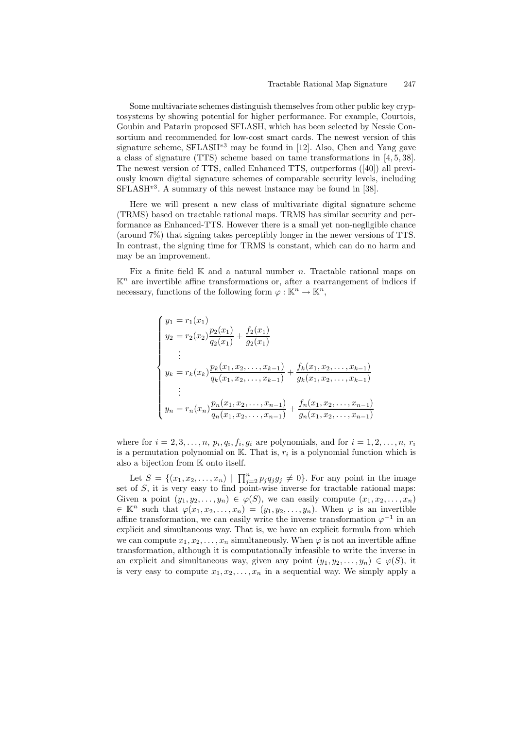Some multivariate schemes distinguish themselves from other public key cryptosystems by showing potential for higher performance. For example, Courtois, Goubin and Patarin proposed SFLASH, which has been selected by Nessie Consortium and recommended for low-cost smart cards. The newest version of this signature scheme, SFLASH$^{v3}$ may be found in [12]. Also, Chen and Yang gave a class of signature (TTS) scheme based on tame transformations in [4, 5, 38]. The newest version of TTS, called Enhanced TTS, outperforms ([40]) all previously known digital signature schemes of comparable security levels, including SFLASH$^{v3}$. A summary of this newest instance may be found in [38].

Here we will present a new class of multivariate digital signature scheme (TRMS) based on tractable rational maps. TRMS has similar security and performance as Enhanced-TTS. However there is a small yet non-negligible chance (around 7%) that signing takes perceptibly longer in the newer versions of TTS. In contrast, the signing time for TRMS is constant, which can do no harm and may be an improvement.

Fix a finite field $\mathbb{K}$ and a natural number $n$. Tractable rational maps on $\mathbb{K}^n$ are invertible affine transformations or, after a rearrangement of indices if necessary, functions of the following form $\varphi : \mathbb{K}^n \to \mathbb{K}^n$,

$$
\begin{cases}
y_1 = r_1(x_1) \\
y_2 = r_2(x_2)\dfrac{p_2(x_1)}{q_2(x_1)} + \dfrac{f_2(x_1)}{g_2(x_1)} \\
\quad \vdots \\
y_k = r_k(x_k)\dfrac{p_k(x_1, x_2, \ldots, x_{k-1})}{q_k(x_1, x_2, \ldots, x_{k-1})} + \dfrac{f_k(x_1, x_2, \ldots, x_{k-1})}{g_k(x_1, x_2, \ldots, x_{k-1})} \\
\quad \vdots \\
y_n = r_n(x_n)\dfrac{p_n(x_1, x_2, \ldots, x_{n-1})}{q_n(x_1, x_2, \ldots, x_{n-1})} + \dfrac{f_n(x_1, x_2, \ldots, x_{n-1})}{g_n(x_1, x_2, \ldots, x_{n-1})}
\end{cases}
$$

where for $i = 2, 3, \ldots, n$, $p_i, q_i, f_i, g_i$ are polynomials, and for $i = 1, 2, \ldots, n$, $r_i$ is a permutation polynomial on $\mathbb{K}$. That is, $r_i$ is a polynomial function which is also a bijection from $\mathbb{K}$ onto itself.

Let $S = \{(x_1, x_2, \ldots, x_n) \mid \prod_{j=2}^{n} p_j q_j g_j \neq 0\}$. For any point in the image set of $S$, it is very easy to find point-wise inverse for tractable rational maps: Given a point $(y_1, y_2, \ldots, y_n) \in \varphi(S)$, we can easily compute $(x_1, x_2, \ldots, x_n) \in \mathbb{K}^n$ such that $\varphi(x_1, x_2, \ldots, x_n) = (y_1, y_2, \ldots, y_n)$. When $\varphi$ is an invertible affine transformation, we can easily write the inverse transformation $\varphi^{-1}$ in an explicit and simultaneous way. That is, we have an explicit formula from which we can compute $x_1, x_2, \ldots, x_n$ simultaneously. When $\varphi$ is not an invertible affine transformation, although it is computationally infeasible to write the inverse in an explicit and simultaneous way, given any point $(y_1, y_2, \ldots, y_n) \in \varphi(S)$, it is very easy to compute $x_1, x_2, \ldots, x_n$ in a sequential way. We simply apply a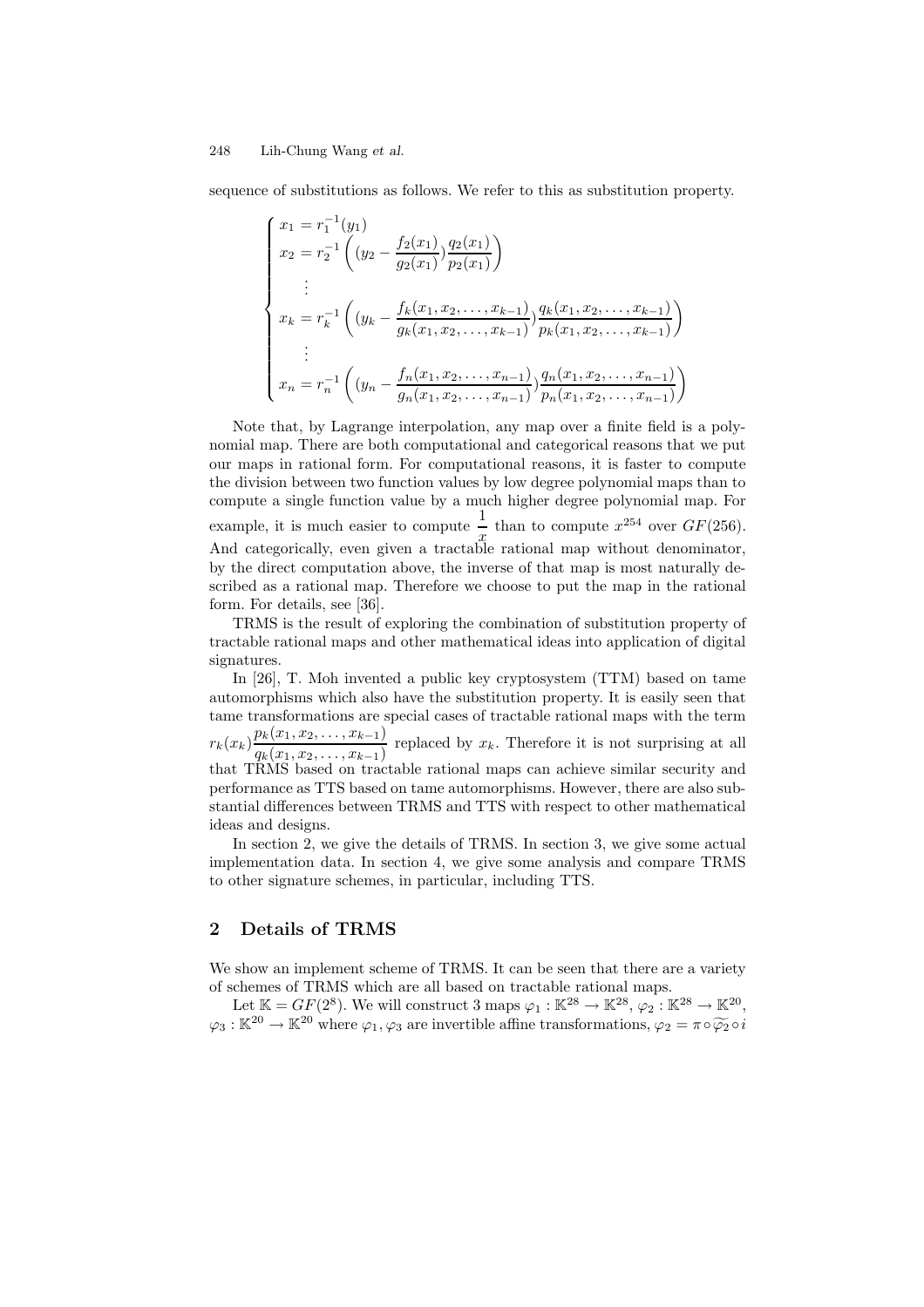sequence of substitutions as follows. We refer to this as substitution property.

$$
\begin{cases}
x_1 = r_1^{-1}(y_1) \\
x_2 = r_2^{-1}\left( (y_2 - \dfrac{f_2(x_1)}{g_2(x_1)}) \dfrac{q_2(x_1)}{p_2(x_1)} \right) \\
\quad \vdots \\
x_k = r_k^{-1}\left( (y_k - \dfrac{f_k(x_1, x_2, \ldots, x_{k-1})}{g_k(x_1, x_2, \ldots, x_{k-1})}) \dfrac{q_k(x_1, x_2, \ldots, x_{k-1})}{p_k(x_1, x_2, \ldots, x_{k-1})} \right) \\
\quad \vdots \\
x_n = r_n^{-1}\left( (y_n - \dfrac{f_n(x_1, x_2, \ldots, x_{n-1})}{g_n(x_1, x_2, \ldots, x_{n-1})}) \dfrac{q_n(x_1, x_2, \ldots, x_{n-1})}{p_n(x_1, x_2, \ldots, x_{n-1})} \right)
\end{cases}
$$

Note that, by Lagrange interpolation, any map over a finite field is a polynomial map. There are both computational and categorical reasons that we put our maps in rational form. For computational reasons, it is faster to compute the division between two function values by low degree polynomial maps than to compute a single function value by a much higher degree polynomial map. For example, it is much easier to compute $\dfrac{1}{x}$ than to compute $x^{254}$ over $GF(256)$. And categorically, even given a tractable rational map without denominator, by the direct computation above, the inverse of that map is most naturally described as a rational map. Therefore we choose to put the map in the rational form. For details, see [36].

TRMS is the result of exploring the combination of substitution property of tractable rational maps and other mathematical ideas into application of digital signatures.

In [26], T. Moh invented a public key cryptosystem (TTM) based on tame automorphisms which also have the substitution property. It is easily seen that tame transformations are special cases of tractable rational maps with the term $r_k(x_k)\dfrac{p_k(x_1, x_2, \ldots, x_{k-1})}{q_k(x_1, x_2, \ldots, x_{k-1})}$ replaced by $x_k$. Therefore it is not surprising at all that TRMS based on tractable rational maps can achieve similar security and performance as TTS based on tame automorphisms. However, there are also substantial differences between TRMS and TTS with respect to other mathematical ideas and designs.

In section 2, we give the details of TRMS. In section 3, we give some actual implementation data. In section 4, we give some analysis and compare TRMS to other signature schemes, in particular, including TTS.

## 2 Details of TRMS

We show an implement scheme of TRMS. It can be seen that there are a variety of schemes of TRMS which are all based on tractable rational maps.

Let $\mathbb{K} = GF(2^8)$. We will construct 3 maps $\varphi_1 : \mathbb{K}^{28} \to \mathbb{K}^{28}$, $\varphi_2 : \mathbb{K}^{28} \to \mathbb{K}^{20}$, $\varphi_3 : \mathbb{K}^{20} \to \mathbb{K}^{20}$ where $\varphi_1, \varphi_3$ are invertible affine transformations, $\varphi_2 = \pi \circ \widetilde{\varphi_2} \circ i$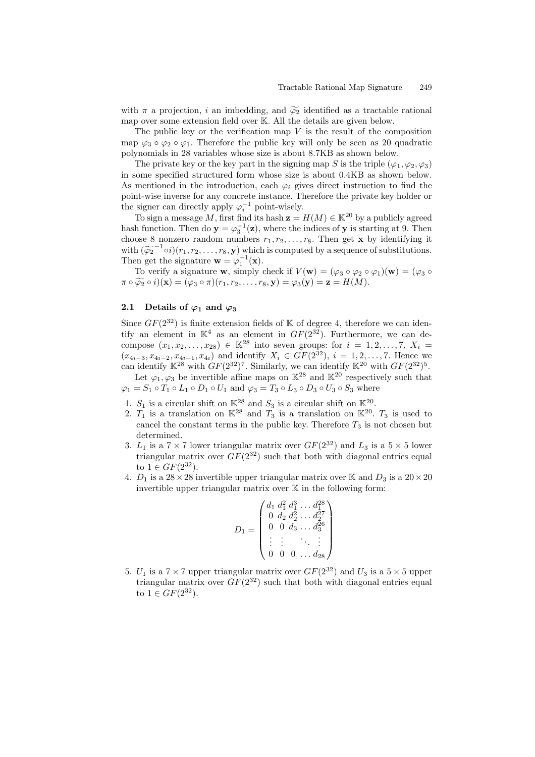with $\pi$ a projection, $i$ an imbedding, and $\widetilde{\varphi_2}$ identified as a tractable rational map over some extension field over $\mathbb{K}$. All the details are given below.

The public key or the verification map $V$ is the result of the composition map $\varphi_3 \circ \varphi_2 \circ \varphi_1$. Therefore the public key will only be seen as 20 quadratic polynomials in 28 variables whose size is about 8.7KB as shown below.

The private key or the key part in the signing map $S$ is the triple $(\varphi_1, \varphi_2, \varphi_3)$ in some specified structured form whose size is about 0.4KB as shown below. As mentioned in the introduction, each $\varphi_i$ gives direct instruction to find the point-wise inverse for any concrete instance. Therefore the private key holder or the signer can directly apply $\varphi_i^{-1}$ point-wisely.

To sign a message $M$, first find its hash $\mathbf{z} = H(M) \in \mathbb{K}^{20}$ by a publicly agreed hash function. Then do $\mathbf{y} = \varphi_3^{-1}(\mathbf{z})$, where the indices of $\mathbf{y}$ is starting at 9. Then choose 8 nonzero random numbers $r_1, r_2, \ldots, r_8$. Then get $\mathbf{x}$ by identifying it with $(\widetilde{\varphi_2}^{-1} \circ i)(r_1, r_2, \ldots, r_8, \mathbf{y})$ which is computed by a sequence of substitutions. Then get the signature $\mathbf{w} = \varphi_1^{-1}(\mathbf{x})$.

To verify a signature $\mathbf{w}$, simply check if $V(\mathbf{w}) = (\varphi_3 \circ \varphi_2 \circ \varphi_1)(\mathbf{w}) = (\varphi_3 \circ \pi \circ \widetilde{\varphi_2} \circ i)(\mathbf{x}) = (\varphi_3 \circ \pi)(r_1, r_2, \ldots, r_8, \mathbf{y}) = \varphi_3(\mathbf{y}) = \mathbf{z} = H(M)$.

### 2.1 Details of $\varphi_1$ and $\varphi_3$

Since $GF(2^{32})$ is finite extension fields of $\mathbb{K}$ of degree 4, therefore we can identify an element in $\mathbb{K}^4$ as an element in $GF(2^{32})$. Furthermore, we can decompose $(x_1, x_2, \ldots, x_{28}) \in \mathbb{K}^{28}$ into seven groups: for $i = 1, 2, \ldots, 7$, $X_i = (x_{4i-3}, x_{4i-2}, x_{4i-1}, x_{4i})$ and identify $X_i \in GF(2^{32})$, $i = 1, 2, \ldots, 7$. Hence we can identify $\mathbb{K}^{28}$ with $GF(2^{32})^7$. Similarly, we can identify $\mathbb{K}^{20}$ with $GF(2^{32})^5$.

Let $\varphi_1, \varphi_3$ be invertible affine maps on $\mathbb{K}^{28}$ and $\mathbb{K}^{20}$ respectively such that $\varphi_1 = S_1 \circ T_1 \circ L_1 \circ D_1 \circ U_1$ and $\varphi_3 = T_3 \circ L_3 \circ D_3 \circ U_3 \circ S_3$ where

1. $S_1$ is a circular shift on $\mathbb{K}^{28}$ and $S_3$ is a circular shift on $\mathbb{K}^{20}$.
2. $T_1$ is a translation on $\mathbb{K}^{28}$ and $T_3$ is a translation on $\mathbb{K}^{20}$. $T_3$ is used to cancel the constant terms in the public key. Therefore $T_3$ is not chosen but determined.
3. $L_1$ is a $7 \times 7$ lower triangular matrix over $GF(2^{32})$ and $L_3$ is a $5 \times 5$ lower triangular matrix over $GF(2^{32})$ such that both with diagonal entries equal to $1 \in GF(2^{32})$.
4. $D_1$ is a $28 \times 28$ invertible upper triangular matrix over $\mathbb{K}$ and $D_3$ is a $20 \times 20$ invertible upper triangular matrix over $\mathbb{K}$ in the following form:

$$D_1 = \begin{pmatrix} d_1 & d_1^2 & d_1^3 & \ldots & d_1^{28} \\ 0 & d_2 & d_2^2 & \ldots & d_2^{27} \\ 0 & 0 & d_3 & \ldots & d_3^{26} \\ \vdots & \vdots & & \ddots & \vdots \\ 0 & 0 & 0 & \ldots & d_{28} \end{pmatrix}$$

5. $U_1$ is a $7 \times 7$ upper triangular matrix over $GF(2^{32})$ and $U_3$ is a $5 \times 5$ upper triangular matrix over $GF(2^{32})$ such that both with diagonal entries equal to $1 \in GF(2^{32})$.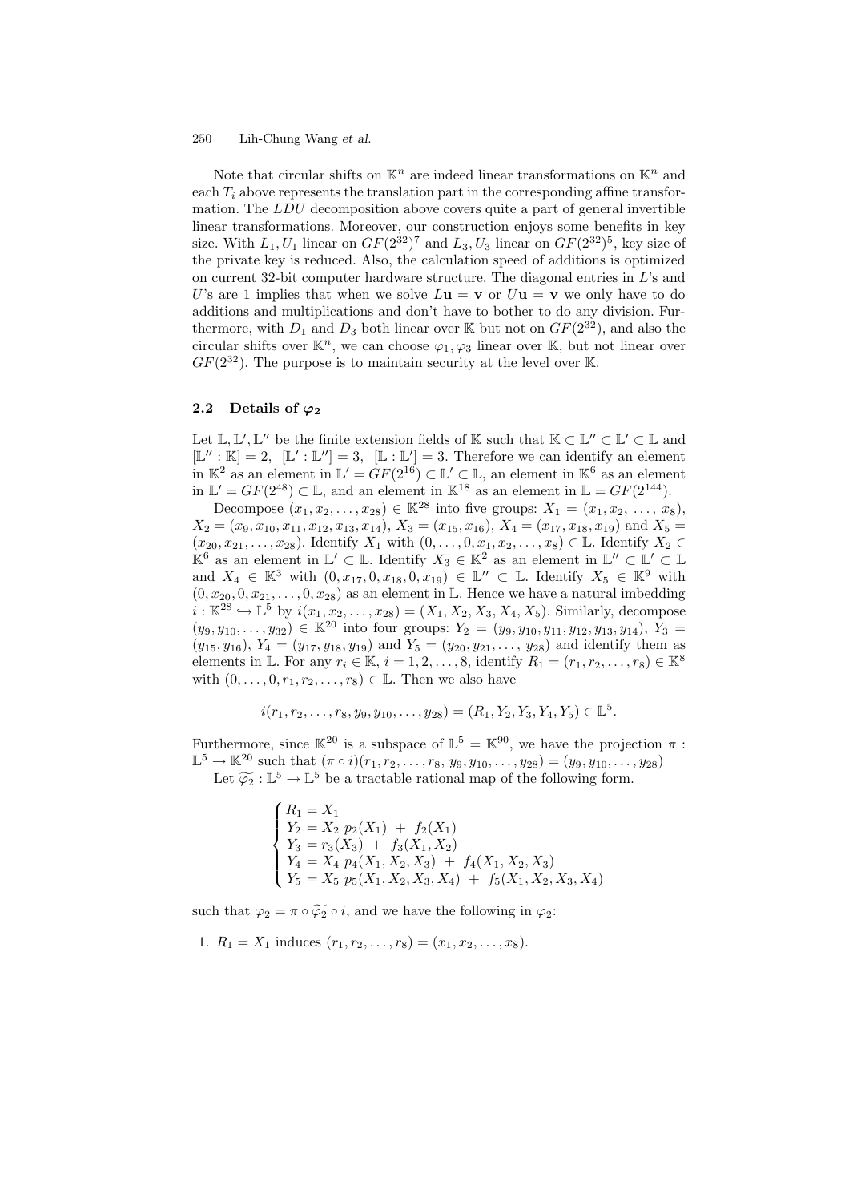Note that circular shifts on $\mathbb{K}^n$ are indeed linear transformations on $\mathbb{K}^n$ and each $T_i$ above represents the translation part in the corresponding affine transformation. The $LDU$ decomposition above covers quite a part of general invertible linear transformations. Moreover, our construction enjoys some benefits in key size. With $L_1, U_1$ linear on $GF(2^{32})^7$ and $L_3, U_3$ linear on $GF(2^{32})^5$, key size of the private key is reduced. Also, the calculation speed of additions is optimized on current 32-bit computer hardware structure. The diagonal entries in $L$'s and $U$'s are 1 implies that when we solve $L\mathbf{u} = \mathbf{v}$ or $U\mathbf{u} = \mathbf{v}$ we only have to do additions and multiplications and don't have to bother to do any division. Furthermore, with $D_1$ and $D_3$ both linear over $\mathbb{K}$ but not on $GF(2^{32})$, and also the circular shifts over $\mathbb{K}^n$, we can choose $\varphi_1, \varphi_3$ linear over $\mathbb{K}$, but not linear over $GF(2^{32})$. The purpose is to maintain security at the level over $\mathbb{K}$.

### 2.2 Details of $\varphi_2$

Let $\mathbb{L}, \mathbb{L}', \mathbb{L}''$ be the finite extension fields of $\mathbb{K}$ such that $\mathbb{K} \subset \mathbb{L}'' \subset \mathbb{L}' \subset \mathbb{L}$ and $[\mathbb{L}'' : \mathbb{K}] = 2$, $[\mathbb{L}' : \mathbb{L}''] = 3$, $[\mathbb{L} : \mathbb{L}'] = 3$. Therefore we can identify an element in $\mathbb{K}^2$ as an element in $\mathbb{L}' = GF(2^{16}) \subset \mathbb{L}' \subset \mathbb{L}$, an element in $\mathbb{K}^6$ as an element in $\mathbb{L}' = GF(2^{48}) \subset \mathbb{L}$, and an element in $\mathbb{K}^{18}$ as an element in $\mathbb{L} = GF(2^{144})$.

Decompose $(x_1, x_2, \ldots, x_{28}) \in \mathbb{K}^{28}$ into five groups: $X_1 = (x_1, x_2, \ldots, x_8)$, $X_2 = (x_9, x_{10}, x_{11}, x_{12}, x_{13}, x_{14})$, $X_3 = (x_{15}, x_{16})$, $X_4 = (x_{17}, x_{18}, x_{19})$ and $X_5 = (x_{20}, x_{21}, \ldots, x_{28})$. Identify $X_1$ with $(0, \ldots, 0, x_1, x_2, \ldots, x_8) \in \mathbb{L}$. Identify $X_2 \in \mathbb{K}^6$ as an element in $\mathbb{L}' \subset \mathbb{L}$. Identify $X_3 \in \mathbb{K}^2$ as an element in $\mathbb{L}'' \subset \mathbb{L}' \subset \mathbb{L}$ and $X_4 \in \mathbb{K}^3$ with $(0, x_{17}, 0, x_{18}, 0, x_{19}) \in \mathbb{L}'' \subset \mathbb{L}$. Identify $X_5 \in \mathbb{K}^9$ with $(0, x_{20}, 0, x_{21}, \ldots, 0, x_{28})$ as an element in $\mathbb{L}$. Hence we have a natural imbedding $i : \mathbb{K}^{28} \hookrightarrow \mathbb{L}^5$ by $i(x_1, x_2, \ldots, x_{28}) = (X_1, X_2, X_3, X_4, X_5)$. Similarly, decompose $(y_9, y_{10}, \ldots, y_{32}) \in \mathbb{K}^{20}$ into four groups: $Y_2 = (y_9, y_{10}, y_{11}, y_{12}, y_{13}, y_{14})$, $Y_3 = (y_{15}, y_{16})$, $Y_4 = (y_{17}, y_{18}, y_{19})$ and $Y_5 = (y_{20}, y_{21}, \ldots, y_{28})$ and identify them as elements in $\mathbb{L}$. For any $r_i \in \mathbb{K}$, $i = 1, 2, \ldots, 8$, identify $R_1 = (r_1, r_2, \ldots, r_8) \in \mathbb{K}^8$ with $(0, \ldots, 0, r_1, r_2, \ldots, r_8) \in \mathbb{L}$. Then we also have

$$i(r_1, r_2, \ldots, r_8, y_9, y_{10}, \ldots, y_{28}) = (R_1, Y_2, Y_3, Y_4, Y_5) \in \mathbb{L}^5.$$

Furthermore, since $\mathbb{K}^{20}$ is a subspace of $\mathbb{L}^5 = \mathbb{K}^{90}$, we have the projection $\pi : \mathbb{L}^5 \to \mathbb{K}^{20}$ such that $(\pi \circ i)(r_1, r_2, \ldots, r_8, y_9, y_{10}, \ldots, y_{28}) = (y_9, y_{10}, \ldots, y_{28})$

Let $\widetilde{\varphi_2} : \mathbb{L}^5 \to \mathbb{L}^5$ be a tractable rational map of the following form.

$$\begin{cases} R_1 = X_1 \\ Y_2 = X_2 \; p_2(X_1) \; + \; f_2(X_1) \\ Y_3 = r_3(X_3) \; + \; f_3(X_1, X_2) \\ Y_4 = X_4 \; p_4(X_1, X_2, X_3) \; + \; f_4(X_1, X_2, X_3) \\ Y_5 = X_5 \; p_5(X_1, X_2, X_3, X_4) \; + \; f_5(X_1, X_2, X_3, X_4) \end{cases}$$

such that $\varphi_2 = \pi \circ \widetilde{\varphi_2} \circ i$, and we have the following in $\varphi_2$:

1. $R_1 = X_1$ induces $(r_1, r_2, \ldots, r_8) = (x_1, x_2, \ldots, x_8)$.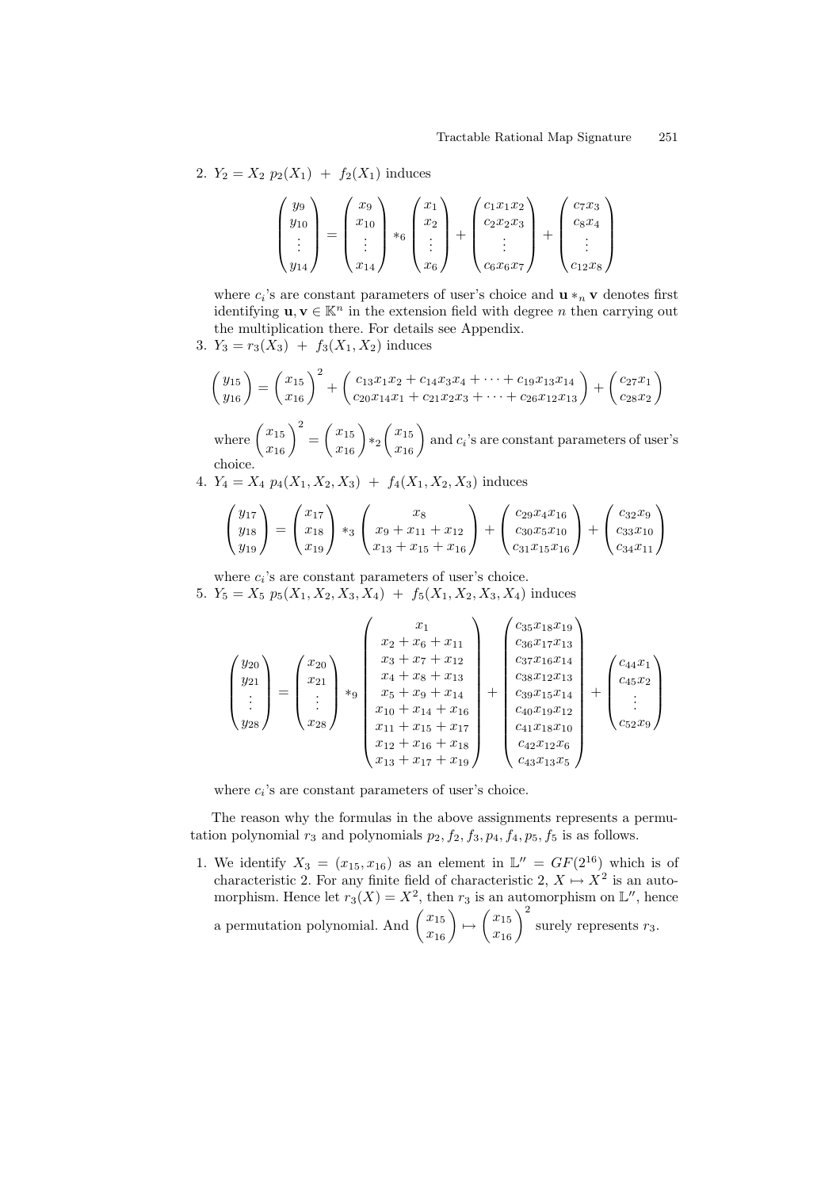2. $Y_2 = X_2\ p_2(X_1)\ +\ f_2(X_1)$ induces

$$\begin{pmatrix} y_9 \\ y_{10} \\ \vdots \\ y_{14} \end{pmatrix} = \begin{pmatrix} x_9 \\ x_{10} \\ \vdots \\ x_{14} \end{pmatrix} *_6 \begin{pmatrix} x_1 \\ x_2 \\ \vdots \\ x_6 \end{pmatrix} + \begin{pmatrix} c_1 x_1 x_2 \\ c_2 x_2 x_3 \\ \vdots \\ c_6 x_6 x_7 \end{pmatrix} + \begin{pmatrix} c_7 x_3 \\ c_8 x_4 \\ \vdots \\ c_{12} x_8 \end{pmatrix}$$

   where $c_i$'s are constant parameters of user's choice and $\mathbf{u} *_n \mathbf{v}$ denotes first identifying $\mathbf{u}, \mathbf{v} \in \mathbb{K}^n$ in the extension field with degree $n$ then carrying out the multiplication there. For details see Appendix.

3. $Y_3 = r_3(X_3)\ +\ f_3(X_1, X_2)$ induces

$$\begin{pmatrix} y_{15} \\ y_{16} \end{pmatrix} = \begin{pmatrix} x_{15} \\ x_{16} \end{pmatrix}^2 + \begin{pmatrix} c_{13} x_1 x_2 + c_{14} x_3 x_4 + \cdots + c_{19} x_{13} x_{14} \\ c_{20} x_{14} x_1 + c_{21} x_2 x_3 + \cdots + c_{26} x_{12} x_{13} \end{pmatrix} + \begin{pmatrix} c_{27} x_1 \\ c_{28} x_2 \end{pmatrix}$$

   where $\begin{pmatrix} x_{15} \\ x_{16} \end{pmatrix}^2 = \begin{pmatrix} x_{15} \\ x_{16} \end{pmatrix} *_2 \begin{pmatrix} x_{15} \\ x_{16} \end{pmatrix}$ and $c_i$'s are constant parameters of user's choice.

4. $Y_4 = X_4\ p_4(X_1, X_2, X_3)\ +\ f_4(X_1, X_2, X_3)$ induces

$$\begin{pmatrix} y_{17} \\ y_{18} \\ y_{19} \end{pmatrix} = \begin{pmatrix} x_{17} \\ x_{18} \\ x_{19} \end{pmatrix} *_3 \begin{pmatrix} x_8 \\ x_9 + x_{11} + x_{12} \\ x_{13} + x_{15} + x_{16} \end{pmatrix} + \begin{pmatrix} c_{29} x_4 x_{16} \\ c_{30} x_5 x_{10} \\ c_{31} x_{15} x_{16} \end{pmatrix} + \begin{pmatrix} c_{32} x_9 \\ c_{33} x_{10} \\ c_{34} x_{11} \end{pmatrix}$$

   where $c_i$'s are constant parameters of user's choice.

5. $Y_5 = X_5\ p_5(X_1, X_2, X_3, X_4)\ +\ f_5(X_1, X_2, X_3, X_4)$ induces

$$\begin{pmatrix} y_{20} \\ y_{21} \\ \vdots \\ y_{28} \end{pmatrix} = \begin{pmatrix} x_{20} \\ x_{21} \\ \vdots \\ x_{28} \end{pmatrix} *_9 \begin{pmatrix} x_1 \\ x_2 + x_6 + x_{11} \\ x_3 + x_7 + x_{12} \\ x_4 + x_8 + x_{13} \\ x_5 + x_9 + x_{14} \\ x_{10} + x_{14} + x_{16} \\ x_{11} + x_{15} + x_{17} \\ x_{12} + x_{16} + x_{18} \\ x_{13} + x_{17} + x_{19} \end{pmatrix} + \begin{pmatrix} c_{35} x_{18} x_{19} \\ c_{36} x_{17} x_{13} \\ c_{37} x_{16} x_{14} \\ c_{38} x_{12} x_{13} \\ c_{39} x_{15} x_{14} \\ c_{40} x_{19} x_{12} \\ c_{41} x_{18} x_{10} \\ c_{42} x_{12} x_6 \\ c_{43} x_{13} x_5 \end{pmatrix} + \begin{pmatrix} c_{44} x_1 \\ c_{45} x_2 \\ \vdots \\ c_{52} x_9 \end{pmatrix}$$

   where $c_i$'s are constant parameters of user's choice.

The reason why the formulas in the above assignments represents a permutation polynomial $r_3$ and polynomials $p_2, f_2, f_3, p_4, f_4, p_5, f_5$ is as follows.

1. We identify $X_3 = (x_{15}, x_{16})$ as an element in $\mathbb{L}'' = GF(2^{16})$ which is of characteristic 2. For any finite field of characteristic 2, $X \mapsto X^2$ is an automorphism. Hence let $r_3(X) = X^2$, then $r_3$ is an automorphism on $\mathbb{L}''$, hence a permutation polynomial. And $\begin{pmatrix} x_{15} \\ x_{16} \end{pmatrix} \mapsto \begin{pmatrix} x_{15} \\ x_{16} \end{pmatrix}^2$ surely represents $r_3$.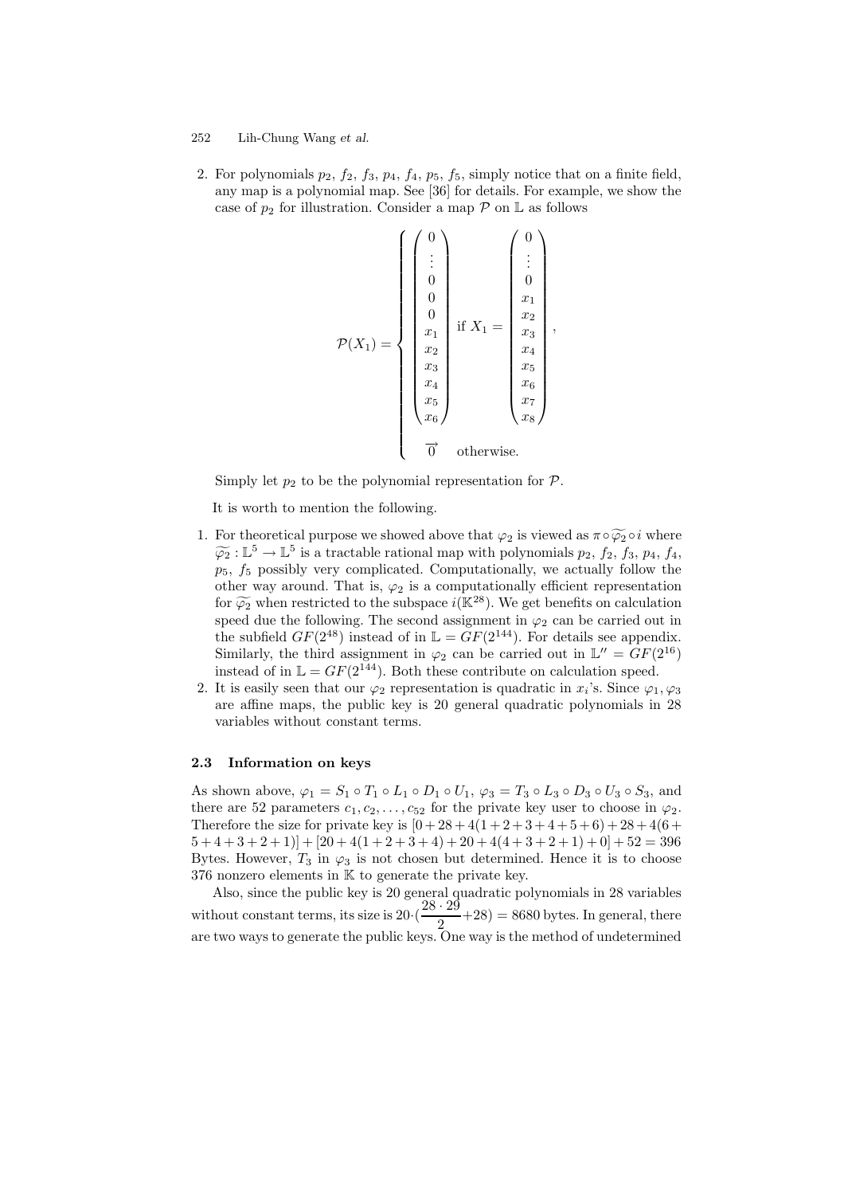2. For polynomials $p_2$, $f_2$, $f_3$, $p_4$, $f_4$, $p_5$, $f_5$, simply notice that on a finite field, any map is a polynomial map. See [36] for details. For example, we show the case of $p_2$ for illustration. Consider a map $\mathcal{P}$ on $\mathbb{L}$ as follows

$$\mathcal{P}(X_1) = \begin{cases} \begin{pmatrix} 0 \\ \vdots \\ 0 \\ 0 \\ 0 \\ x_1 \\ x_2 \\ x_3 \\ x_4 \\ x_5 \\ x_6 \end{pmatrix} & \text{if } X_1 = \begin{pmatrix} 0 \\ \vdots \\ 0 \\ x_1 \\ x_2 \\ x_3 \\ x_4 \\ x_5 \\ x_6 \\ x_7 \\ x_8 \end{pmatrix}, \\ \\ \overrightarrow{0} & \text{otherwise.} \end{cases}$$

Simply let $p_2$ to be the polynomial representation for $\mathcal{P}$.

It is worth to mention the following.

1. For theoretical purpose we showed above that $\varphi_2$ is viewed as $\pi \circ \widetilde{\varphi_2} \circ i$ where $\widetilde{\varphi_2} : \mathbb{L}^5 \to \mathbb{L}^5$ is a tractable rational map with polynomials $p_2$, $f_2$, $f_3$, $p_4$, $f_4$, $p_5$, $f_5$ possibly very complicated. Computationally, we actually follow the other way around. That is, $\varphi_2$ is a computationally efficient representation for $\widetilde{\varphi_2}$ when restricted to the subspace $i(\mathbb{K}^{28})$. We get benefits on calculation speed due the following. The second assignment in $\varphi_2$ can be carried out in the subfield $GF(2^{48})$ instead of in $\mathbb{L} = GF(2^{144})$. For details see appendix. Similarly, the third assignment in $\varphi_2$ can be carried out in $\mathbb{L}'' = GF(2^{16})$ instead of in $\mathbb{L} = GF(2^{144})$. Both these contribute on calculation speed.
2. It is easily seen that our $\varphi_2$ representation is quadratic in $x_i$'s. Since $\varphi_1, \varphi_3$ are affine maps, the public key is 20 general quadratic polynomials in 28 variables without constant terms.

### 2.3 Information on keys

As shown above, $\varphi_1 = S_1 \circ T_1 \circ L_1 \circ D_1 \circ U_1$, $\varphi_3 = T_3 \circ L_3 \circ D_3 \circ U_3 \circ S_3$, and there are 52 parameters $c_1, c_2, \ldots, c_{52}$ for the private key user to choose in $\varphi_2$. Therefore the size for private key is $[0+28+4(1+2+3+4+5+6)+28+4(6+5+4+3+2+1)]+[20+4(1+2+3+4)+20+4(4+3+2+1)+0]+52 = 396$ Bytes. However, $T_3$ in $\varphi_3$ is not chosen but determined. Hence it is to choose 376 nonzero elements in $\mathbb{K}$ to generate the private key.

Also, since the public key is 20 general quadratic polynomials in 28 variables without constant terms, its size is $20 \cdot (\frac{28 \cdot 29}{2} + 28) = 8680$ bytes. In general, there are two ways to generate the public keys. One way is the method of undetermined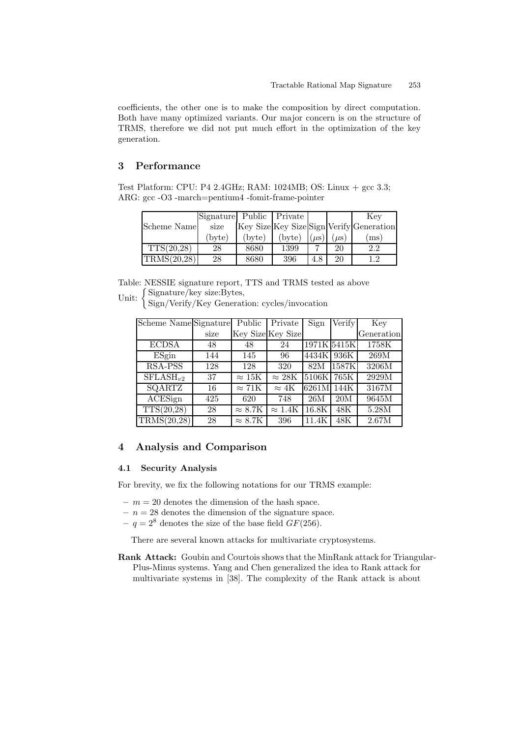coefficients, the other one is to make the composition by direct computation. Both have many optimized variants. Our major concern is on the structure of TRMS, therefore we did not put much effort in the optimization of the key generation.

## 3 Performance

Test Platform: CPU: P4 2.4GHz; RAM: 1024MB; OS: Linux + gcc 3.3;
ARG: gcc -O3 -march=pentium4 -fomit-frame-pointer

| Scheme Name | Signature size (byte) | Public Key Size (byte) | Private Key Size (byte) | Sign ($\mu$s) | Verify ($\mu$s) | Key Generation (ms) |
|---|---|---|---|---|---|---|
| TTS(20,28) | 28 | 8680 | 1399 | 7 | 20 | 2.2 |
| TRMS(20,28) | 28 | 8680 | 396 | 4.8 | 20 | 1.2 |

Table: NESSIE signature report, TTS and TRMS tested as above

Unit: $\begin{cases} \text{Signature/key size:Bytes,} \\ \text{Sign/Verify/Key Generation: cycles/invocation} \end{cases}$

| Scheme Name | Signature size | Public Key Size | Private Key Size | Sign | Verify | Key Generation |
|---|---|---|---|---|---|---|
| ECDSA | 48 | 48 | 24 | 1971K | 5415K | 1758K |
| ESgin | 144 | 145 | 96 | 4434K | 936K | 269M |
| RSA-PSS | 128 | 128 | 320 | 82M | 1587K | 3206M |
| $\text{SFLASH}_{v2}$ | 37 | $\approx$ 15K | $\approx$ 28K | 5106K | 765K | 2929M |
| SQARTZ | 16 | $\approx$ 71K | $\approx$ 4K | 6261M | 144K | 3167M |
| ACESign | 425 | 620 | 748 | 26M | 20M | 9645M |
| TTS(20,28) | 28 | $\approx$ 8.7K | $\approx$ 1.4K | 16.8K | 48K | 5.28M |
| TRMS(20,28) | 28 | $\approx$ 8.7K | 396 | 11.4K | 48K | 2.67M |

## 4 Analysis and Comparison

### 4.1 Security Analysis

For brevity, we fix the following notations for our TRMS example:

- $m = 20$ denotes the dimension of the hash space.
- $n = 28$ denotes the dimension of the signature space.
- $q = 2^8$ denotes the size of the base field $GF(256)$.

There are several known attacks for multivariate cryptosystems.

**Rank Attack:** Goubin and Courtois shows that the MinRank attack for Triangular-Plus-Minus systems. Yang and Chen generalized the idea to Rank attack for multivariate systems in [38]. The complexity of the Rank attack is about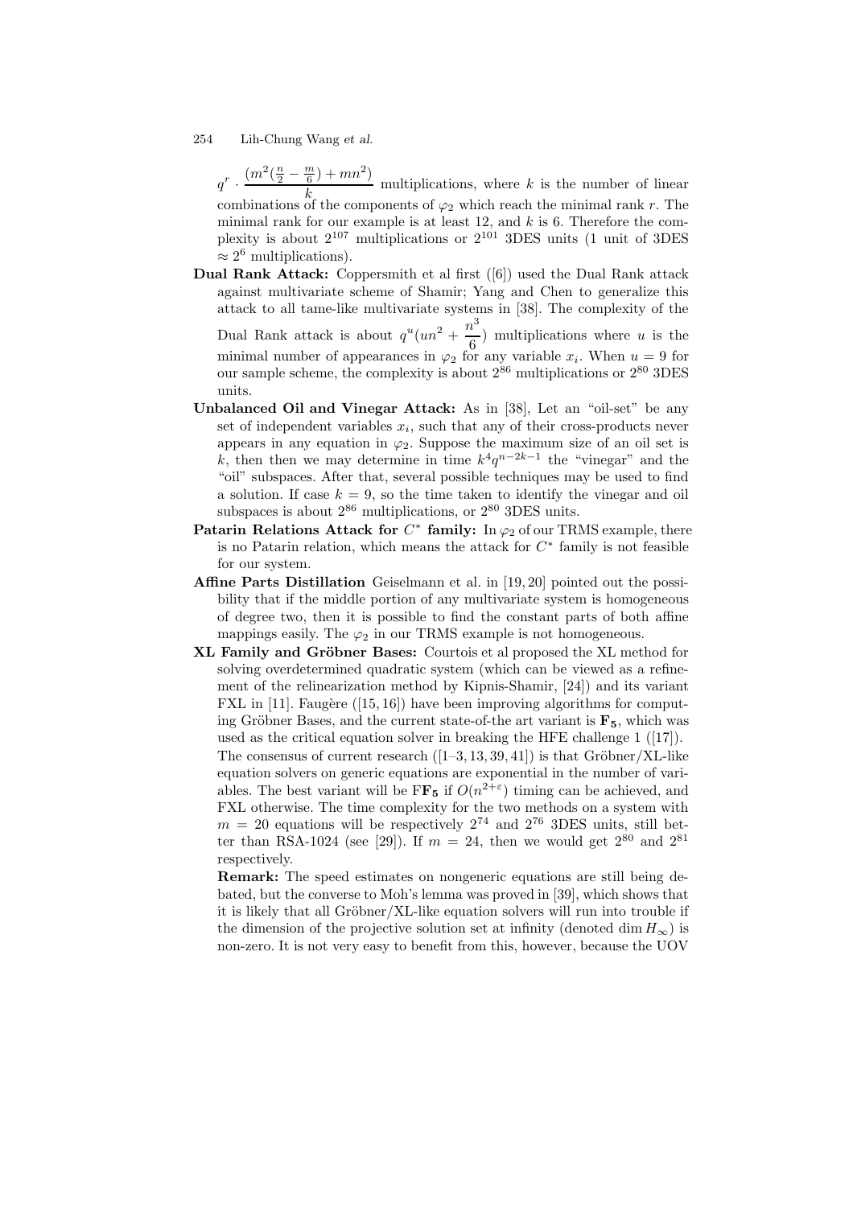$q^r \cdot \dfrac{(m^2(\frac{n}{2} - \frac{m}{6}) + mn^2)}{k}$ multiplications, where $k$ is the number of linear combinations of the components of $\varphi_2$ which reach the minimal rank $r$. The minimal rank for our example is at least 12, and $k$ is 6. Therefore the complexity is about $2^{107}$ multiplications or $2^{101}$ 3DES units (1 unit of 3DES $\approx 2^6$ multiplications).

**Dual Rank Attack:** Coppersmith et al first ([6]) used the Dual Rank attack against multivariate scheme of Shamir; Yang and Chen to generalize this attack to all tame-like multivariate systems in [38]. The complexity of the Dual Rank attack is about $q^u(un^2 + \dfrac{n^3}{6})$ multiplications where $u$ is the minimal number of appearances in $\varphi_2$ for any variable $x_i$. When $u = 9$ for our sample scheme, the complexity is about $2^{86}$ multiplications or $2^{80}$ 3DES units.

**Unbalanced Oil and Vinegar Attack:** As in [38], Let an "oil-set" be any set of independent variables $x_i$, such that any of their cross-products never appears in any equation in $\varphi_2$. Suppose the maximum size of an oil set is $k$, then then we may determine in time $k^4 q^{n-2k-1}$ the "vinegar" and the "oil" subspaces. After that, several possible techniques may be used to find a solution. If case $k = 9$, so the time taken to identify the vinegar and oil subspaces is about $2^{86}$ multiplications, or $2^{80}$ 3DES units.

**Patarin Relations Attack for $C^*$ family:** In $\varphi_2$ of our TRMS example, there is no Patarin relation, which means the attack for $C^*$ family is not feasible for our system.

**Affine Parts Distillation** Geiselmann et al. in [19, 20] pointed out the possibility that if the middle portion of any multivariate system is homogeneous of degree two, then it is possible to find the constant parts of both affine mappings easily. The $\varphi_2$ in our TRMS example is not homogeneous.

**XL Family and Gröbner Bases:** Courtois et al proposed the XL method for solving overdetermined quadratic system (which can be viewed as a refinement of the relinearization method by Kipnis-Shamir, [24]) and its variant FXL in [11]. Faugère ([15, 16]) have been improving algorithms for computing Gröbner Bases, and the current state-of-the art variant is $\mathbf{F_5}$, which was used as the critical equation solver in breaking the HFE challenge 1 ([17]).

The consensus of current research ([1–3, 13, 39, 41]) is that Gröbner/XL-like equation solvers on generic equations are exponential in the number of variables. The best variant will be F$\mathbf{F_5}$ if $O(n^{2+\varepsilon})$ timing can be achieved, and FXL otherwise. The time complexity for the two methods on a system with $m = 20$ equations will be respectively $2^{74}$ and $2^{76}$ 3DES units, still better than RSA-1024 (see [29]). If $m = 24$, then we would get $2^{80}$ and $2^{81}$ respectively.

**Remark:** The speed estimates on nongeneric equations are still being debated, but the converse to Moh's lemma was proved in [39], which shows that it is likely that all Gröbner/XL-like equation solvers will run into trouble if the dimension of the projective solution set at infinity (denoted $\dim H_\infty$) is non-zero. It is not very easy to benefit from this, however, because the UOV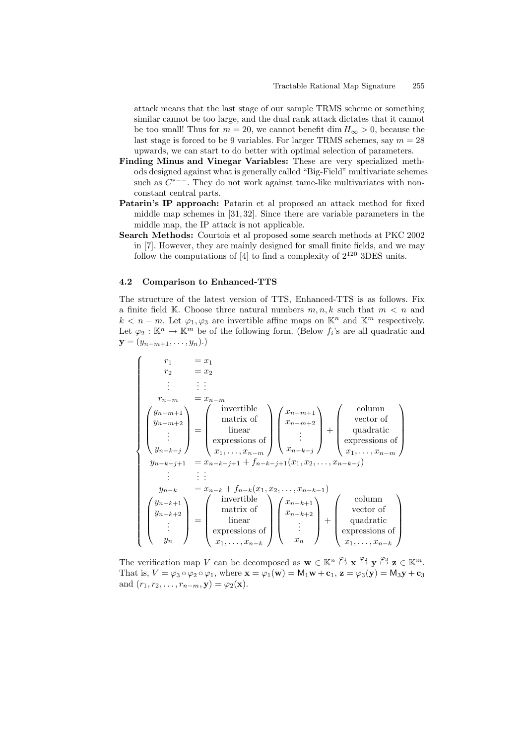attack means that the last stage of our sample TRMS scheme or something similar cannot be too large, and the dual rank attack dictates that it cannot be too small! Thus for $m = 20$, we cannot benefit $\dim H_\infty > 0$, because the last stage is forced to be 9 variables. For larger TRMS schemes, say $m = 28$ upwards, we can start to do better with optimal selection of parameters.

**Finding Minus and Vinegar Variables:** These are very specialized methods designed against what is generally called "Big-Field" multivariate schemes such as $C^{*--}$. They do not work against tame-like multivariates with non-constant central parts.

**Patarin's IP approach:** Patarin et al proposed an attack method for fixed middle map schemes in [31, 32]. Since there are variable parameters in the middle map, the IP attack is not applicable.

**Search Methods:** Courtois et al proposed some search methods at PKC 2002 in [7]. However, they are mainly designed for small finite fields, and we may follow the computations of [4] to find a complexity of $2^{120}$ 3DES units.

### 4.2 Comparison to Enhanced-TTS

The structure of the latest version of TTS, Enhanced-TTS is as follows. Fix a finite field $\mathbb{K}$. Choose three natural numbers $m, n, k$ such that $m < n$ and $k < n - m$. Let $\varphi_1, \varphi_3$ are invertible affine maps on $\mathbb{K}^n$ and $\mathbb{K}^m$ respectively. Let $\varphi_2 : \mathbb{K}^n \to \mathbb{K}^m$ be of the following form. (Below $f_i$'s are all quadratic and $\mathbf{y} = (y_{n-m+1}, \ldots, y_n)$.)

$$
\begin{cases}
r_1 = x_1 \\
r_2 = x_2 \\
\quad \vdots \qquad \vdots \\
r_{n-m} = x_{n-m} \\
\begin{pmatrix} y_{n-m+1} \\ y_{n-m+2} \\ \vdots \\ y_{n-k-j} \end{pmatrix} = \begin{pmatrix} \text{invertible} \\ \text{matrix of} \\ \text{linear} \\ \text{expressions of} \\ x_1, \ldots, x_{n-m} \end{pmatrix} \begin{pmatrix} x_{n-m+1} \\ x_{n-m+2} \\ \vdots \\ x_{n-k-j} \end{pmatrix} + \begin{pmatrix} \text{column} \\ \text{vector of} \\ \text{quadratic} \\ \text{expressions of} \\ x_1, \ldots, x_{n-m} \end{pmatrix} \\
y_{n-k-j+1} = x_{n-k-j+1} + f_{n-k-j+1}(x_1, x_2, \ldots, x_{n-k-j}) \\
\quad \vdots \qquad \vdots \\
y_{n-k} = x_{n-k} + f_{n-k}(x_1, x_2, \ldots, x_{n-k-1}) \\
\begin{pmatrix} y_{n-k+1} \\ y_{n-k+2} \\ \vdots \\ y_n \end{pmatrix} = \begin{pmatrix} \text{invertible} \\ \text{matrix of} \\ \text{linear} \\ \text{expressions of} \\ x_1, \ldots, x_{n-k} \end{pmatrix} \begin{pmatrix} x_{n-k+1} \\ x_{n-k+2} \\ \vdots \\ x_n \end{pmatrix} + \begin{pmatrix} \text{column} \\ \text{vector of} \\ \text{quadratic} \\ \text{expressions of} \\ x_1, \ldots, x_{n-k} \end{pmatrix}
\end{cases}
$$

The verification map $V$ can be decomposed as $\mathbf{w} \in \mathbb{K}^n \stackrel{\varphi_1}{\mapsto} \mathbf{x} \stackrel{\varphi_2}{\mapsto} \mathbf{y} \stackrel{\varphi_3}{\mapsto} \mathbf{z} \in \mathbb{K}^m$. That is, $V = \varphi_3 \circ \varphi_2 \circ \varphi_1$, where $\mathbf{x} = \varphi_1(\mathbf{w}) = \mathsf{M}_1\mathbf{w} + \mathbf{c}_1$, $\mathbf{z} = \varphi_3(\mathbf{y}) = \mathsf{M}_3\mathbf{y} + \mathbf{c}_3$ and $(r_1, r_2, \ldots, r_{n-m}, \mathbf{y}) = \varphi_2(\mathbf{x})$.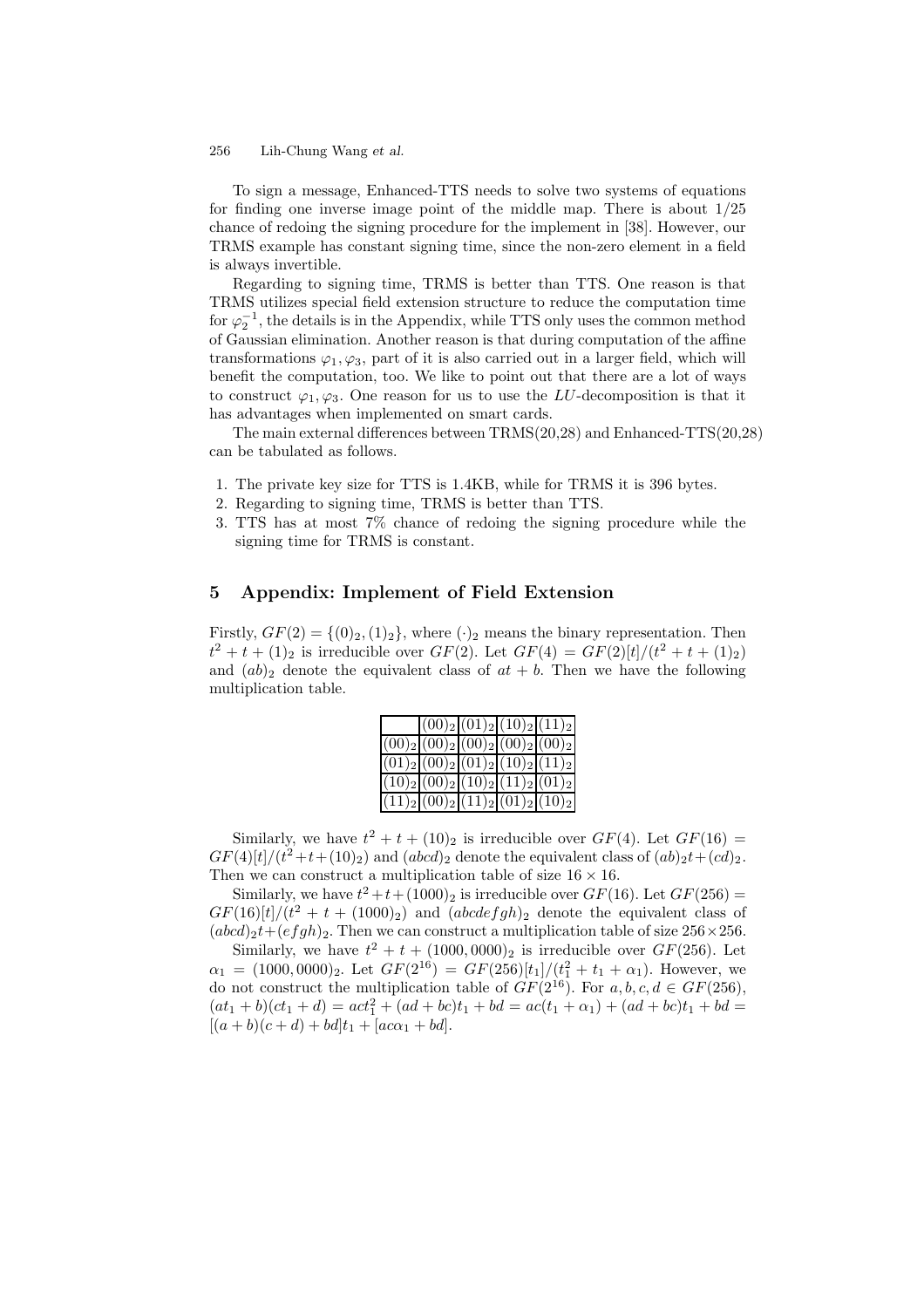To sign a message, Enhanced-TTS needs to solve two systems of equations for finding one inverse image point of the middle map. There is about 1/25 chance of redoing the signing procedure for the implement in [38]. However, our TRMS example has constant signing time, since the non-zero element in a field is always invertible.

Regarding to signing time, TRMS is better than TTS. One reason is that TRMS utilizes special field extension structure to reduce the computation time for $\varphi_2^{-1}$, the details is in the Appendix, while TTS only uses the common method of Gaussian elimination. Another reason is that during computation of the affine transformations $\varphi_1, \varphi_3$, part of it is also carried out in a larger field, which will benefit the computation, too. We like to point out that there are a lot of ways to construct $\varphi_1, \varphi_3$. One reason for us to use the $LU$-decomposition is that it has advantages when implemented on smart cards.

The main external differences between TRMS(20,28) and Enhanced-TTS(20,28) can be tabulated as follows.

1. The private key size for TTS is 1.4KB, while for TRMS it is 396 bytes.
2. Regarding to signing time, TRMS is better than TTS.
3. TTS has at most 7% chance of redoing the signing procedure while the signing time for TRMS is constant.

## 5 Appendix: Implement of Field Extension

Firstly, $GF(2) = \{(0)_2, (1)_2\}$, where $(\cdot)_2$ means the binary representation. Then $t^2 + t + (1)_2$ is irreducible over $GF(2)$. Let $GF(4) = GF(2)[t]/(t^2 + t + (1)_2)$ and $(ab)_2$ denote the equivalent class of $at + b$. Then we have the following multiplication table.

| | $(00)_2$ | $(01)_2$ | $(10)_2$ | $(11)_2$ |
|---|---|---|---|---|
| $(00)_2$ | $(00)_2$ | $(00)_2$ | $(00)_2$ | $(00)_2$ |
| $(01)_2$ | $(00)_2$ | $(01)_2$ | $(10)_2$ | $(11)_2$ |
| $(10)_2$ | $(00)_2$ | $(10)_2$ | $(11)_2$ | $(01)_2$ |
| $(11)_2$ | $(00)_2$ | $(11)_2$ | $(01)_2$ | $(10)_2$ |

Similarly, we have $t^2 + t + (10)_2$ is irreducible over $GF(4)$. Let $GF(16) = GF(4)[t]/(t^2+t+(10)_2)$ and $(abcd)_2$ denote the equivalent class of $(ab)_2t+(cd)_2$. Then we can construct a multiplication table of size $16 \times 16$.

Similarly, we have $t^2+t+(1000)_2$ is irreducible over $GF(16)$. Let $GF(256) = GF(16)[t]/(t^2 + t + (1000)_2)$ and $(abcdefgh)_2$ denote the equivalent class of $(abcd)_2t+(efgh)_2$. Then we can construct a multiplication table of size $256\times 256$.

Similarly, we have $t^2 + t + (1000, 0000)_2$ is irreducible over $GF(256)$. Let $\alpha_1 = (1000, 0000)_2$. Let $GF(2^{16}) = GF(256)[t_1]/(t_1^2 + t_1 + \alpha_1)$. However, we do not construct the multiplication table of $GF(2^{16})$. For $a, b, c, d \in GF(256)$, $(at_1 + b)(ct_1 + d) = act_1^2 + (ad + bc)t_1 + bd = ac(t_1 + \alpha_1) + (ad + bc)t_1 + bd = [(a + b)(c + d) + bd]t_1 + [ac\alpha_1 + bd]$.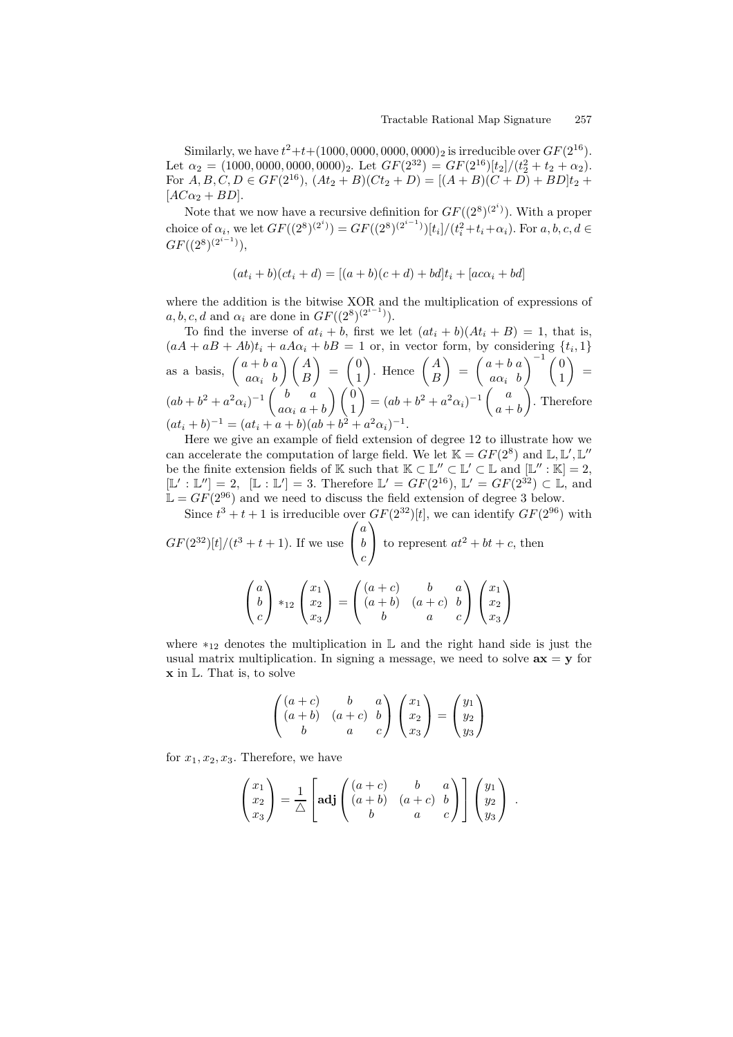Similarly, we have $t^2+t+(1000,0000,0000,0000)_2$ is irreducible over $GF(2^{16})$. Let $\alpha_2 = (1000,0000,0000,0000)_2$. Let $GF(2^{32}) = GF(2^{16})[t_2]/(t_2^2+t_2+\alpha_2)$. For $A,B,C,D \in GF(2^{16})$, $(At_2+B)(Ct_2+D) = [(A+B)(C+D)+BD]t_2 + [AC\alpha_2+BD]$.

Note that we now have a recursive definition for $GF((2^8)^{(2^i)})$. With a proper choice of $\alpha_i$, we let $GF((2^8)^{(2^i)}) = GF((2^8)^{(2^{i-1})})[t_i]/(t_i^2+t_i+\alpha_i)$. For $a,b,c,d \in GF((2^8)^{(2^{i-1})})$,

$$(at_i+b)(ct_i+d) = [(a+b)(c+d)+bd]t_i + [ac\alpha_i+bd]$$

where the addition is the bitwise XOR and the multiplication of expressions of $a,b,c,d$ and $\alpha_i$ are done in $GF((2^8)^{(2^{i-1})})$.

To find the inverse of $at_i+b$, first we let $(at_i+b)(At_i+B)=1$, that is, $(aA+aB+Ab)t_i + aA\alpha_i + bB = 1$ or, in vector form, by considering $\{t_i,1\}$ as a basis, $\begin{pmatrix} a+b & a \\ a\alpha_i & b \end{pmatrix}\begin{pmatrix} A \\ B \end{pmatrix} = \begin{pmatrix} 0 \\ 1 \end{pmatrix}$. Hence $\begin{pmatrix} A \\ B \end{pmatrix} = \begin{pmatrix} a+b & a \\ a\alpha_i & b \end{pmatrix}^{-1}\begin{pmatrix} 0 \\ 1 \end{pmatrix} = (ab+b^2+a^2\alpha_i)^{-1}\begin{pmatrix} b & a \\ a\alpha_i & a+b \end{pmatrix}\begin{pmatrix} 0 \\ 1 \end{pmatrix} = (ab+b^2+a^2\alpha_i)^{-1}\begin{pmatrix} a \\ a+b \end{pmatrix}$. Therefore $(at_i+b)^{-1} = (at_i+a+b)(ab+b^2+a^2\alpha_i)^{-1}$.

Here we give an example of field extension of degree 12 to illustrate how we can accelerate the computation of large field. We let $\mathbb{K} = GF(2^8)$ and $\mathbb{L},\mathbb{L}',\mathbb{L}''$ be the finite extension fields of $\mathbb{K}$ such that $\mathbb{K} \subset \mathbb{L}'' \subset \mathbb{L}' \subset \mathbb{L}$ and $[\mathbb{L}'':\mathbb{K}] = 2$, $[\mathbb{L}':\mathbb{L}''] = 2$, $[\mathbb{L}:\mathbb{L}'] = 3$. Therefore $\mathbb{L}' = GF(2^{16})$, $\mathbb{L}' = GF(2^{32}) \subset \mathbb{L}$, and $\mathbb{L} = GF(2^{96})$ and we need to discuss the field extension of degree 3 below.

Since $t^3+t+1$ is irreducible over $GF(2^{32})[t]$, we can identify $GF(2^{96})$ with $GF(2^{32})[t]/(t^3+t+1)$. If we use $\begin{pmatrix} a \\ b \\ c \end{pmatrix}$ to represent $at^2+bt+c$, then

$$\begin{pmatrix} a \\ b \\ c \end{pmatrix} *_{12} \begin{pmatrix} x_1 \\ x_2 \\ x_3 \end{pmatrix} = \begin{pmatrix} (a+c) & b & a \\ (a+b) & (a+c) & b \\ b & a & c \end{pmatrix}\begin{pmatrix} x_1 \\ x_2 \\ x_3 \end{pmatrix}$$

where $*_{12}$ denotes the multiplication in $\mathbb{L}$ and the right hand side is just the usual matrix multiplication. In signing a message, we need to solve $\mathbf{ax} = \mathbf{y}$ for $\mathbf{x}$ in $\mathbb{L}$. That is, to solve

$$\begin{pmatrix} (a+c) & b & a \\ (a+b) & (a+c) & b \\ b & a & c \end{pmatrix}\begin{pmatrix} x_1 \\ x_2 \\ x_3 \end{pmatrix} = \begin{pmatrix} y_1 \\ y_2 \\ y_3 \end{pmatrix}$$

for $x_1,x_2,x_3$. Therefore, we have

$$\begin{pmatrix} x_1 \\ x_2 \\ x_3 \end{pmatrix} = \frac{1}{\triangle}\left[\mathbf{adj}\begin{pmatrix} (a+c) & b & a \\ (a+b) & (a+c) & b \\ b & a & c \end{pmatrix}\right]\begin{pmatrix} y_1 \\ y_2 \\ y_3 \end{pmatrix} .$$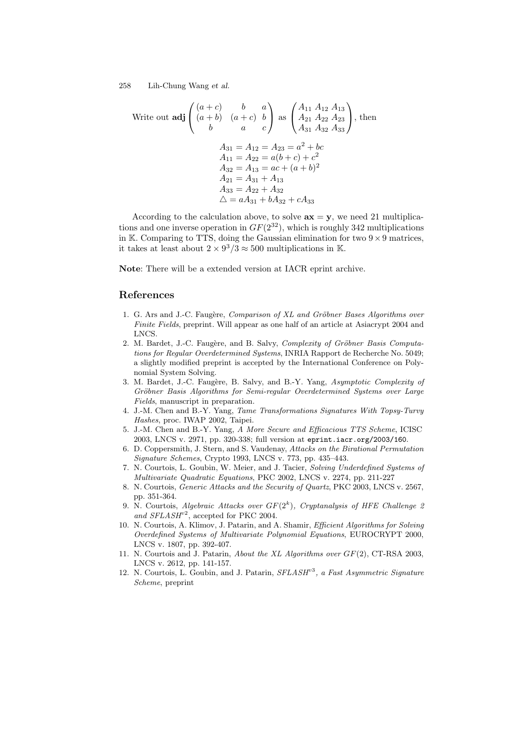Write out $\mathbf{adj}\begin{pmatrix} (a+c) & b & a \\ (a+b) & (a+c) & b \\ b & a & c \end{pmatrix}$ as $\begin{pmatrix} A_{11} & A_{12} & A_{13} \\ A_{21} & A_{22} & A_{23} \\ A_{31} & A_{32} & A_{33} \end{pmatrix}$, then

$$
\begin{aligned}
A_{31} &= A_{12} = A_{23} = a^2 + bc \\
A_{11} &= A_{22} = a(b+c) + c^2 \\
A_{32} &= A_{13} = ac + (a+b)^2 \\
A_{21} &= A_{31} + A_{13} \\
A_{33} &= A_{22} + A_{32} \\
\triangle &= aA_{31} + bA_{32} + cA_{33}
\end{aligned}
$$

According to the calculation above, to solve $\mathbf{ax} = \mathbf{y}$, we need 21 multiplications and one inverse operation in $GF(2^{32})$, which is roughly 342 multiplications in $\mathbb{K}$. Comparing to TTS, doing the Gaussian elimination for two $9 \times 9$ matrices, it takes at least about $2 \times 9^3/3 \approx 500$ multiplications in $\mathbb{K}$.

**Note**: There will be a extended version at IACR eprint archive.

## References

1. G. Ars and J.-C. Faugère, *Comparison of XL and Gröbner Bases Algorithms over Finite Fields*, preprint. Will appear as one half of an article at Asiacrypt 2004 and LNCS.
2. M. Bardet, J.-C. Faugère, and B. Salvy, *Complexity of Gröbner Basis Computations for Regular Overdetermined Systems*, INRIA Rapport de Recherche No. 5049; a slightly modified preprint is accepted by the International Conference on Polynomial System Solving.
3. M. Bardet, J.-C. Faugère, B. Salvy, and B.-Y. Yang, *Asymptotic Complexity of Gröbner Basis Algorithms for Semi-regular Overdetermined Systems over Large Fields*, manuscript in preparation.
4. J.-M. Chen and B.-Y. Yang, *Tame Transformations Signatures With Topsy-Turvy Hashes*, proc. IWAP 2002, Taipei.
5. J.-M. Chen and B.-Y. Yang, *A More Secure and Efficacious TTS Scheme*, ICISC 2003, LNCS v. 2971, pp. 320-338; full version at `eprint.iacr.org/2003/160`.
6. D. Coppersmith, J. Stern, and S. Vaudenay, *Attacks on the Birational Permutation Signature Schemes*, Crypto 1993, LNCS v. 773, pp. 435–443.
7. N. Courtois, L. Goubin, W. Meier, and J. Tacier, *Solving Underdefined Systems of Multivariate Quadratic Equations*, PKC 2002, LNCS v. 2274, pp. 211-227
8. N. Courtois, *Generic Attacks and the Security of Quartz*, PKC 2003, LNCS v. 2567, pp. 351-364.
9. N. Courtois, *Algebraic Attacks over $GF(2^k)$, Cryptanalysis of HFE Challenge 2 and SFLASH$^{v2}$*, accepted for PKC 2004.
10. N. Courtois, A. Klimov, J. Patarin, and A. Shamir, *Efficient Algorithms for Solving Overdefined Systems of Multivariate Polynomial Equations*, EUROCRYPT 2000, LNCS v. 1807, pp. 392-407.
11. N. Courtois and J. Patarin, *About the XL Algorithms over $GF(2)$*, CT-RSA 2003, LNCS v. 2612, pp. 141-157.
12. N. Courtois, L. Goubin, and J. Patarin, *SFLASH$^{v3}$, a Fast Asymmetric Signature Scheme*, preprint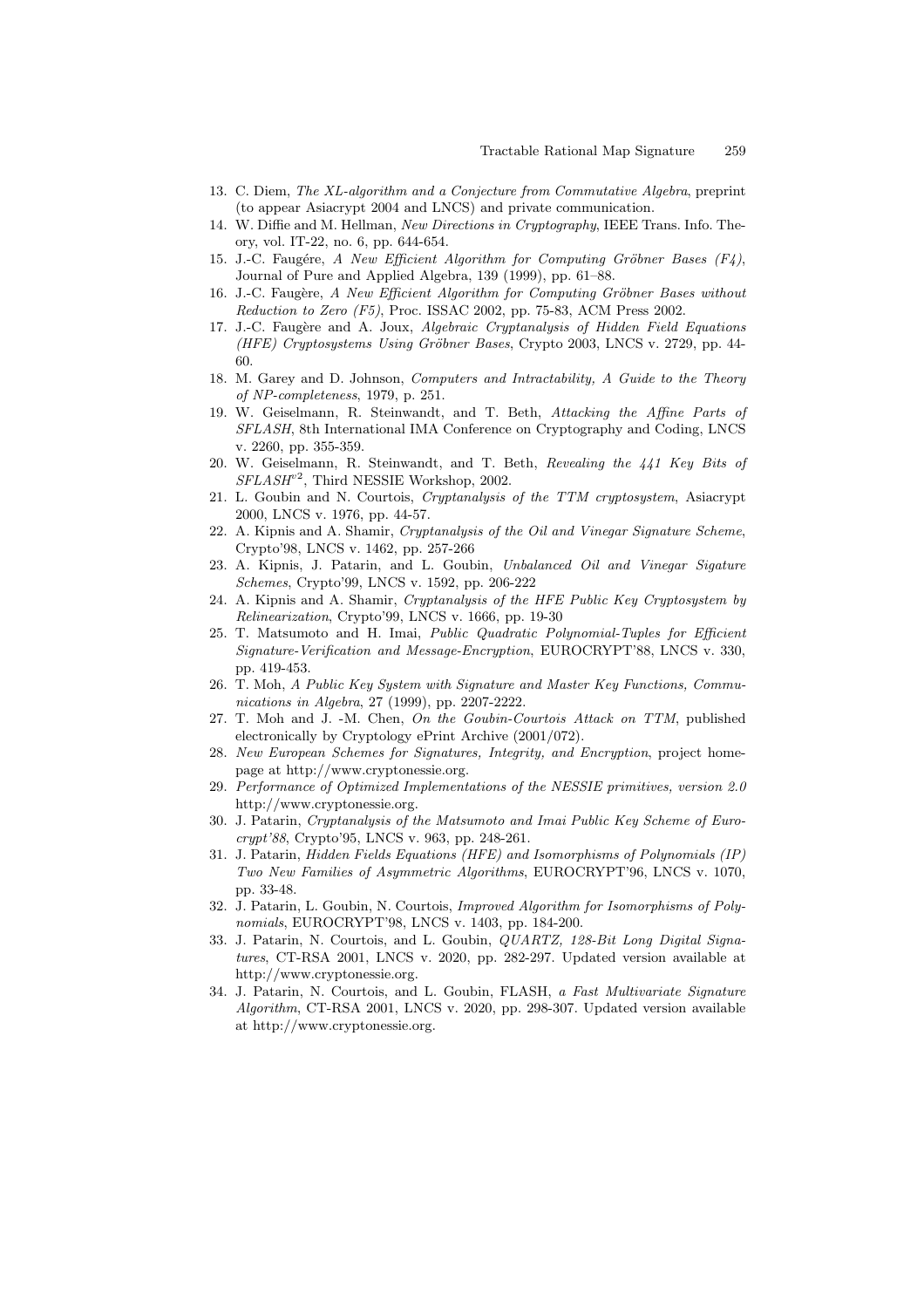13. C. Diem, *The XL-algorithm and a Conjecture from Commutative Algebra*, preprint (to appear Asiacrypt 2004 and LNCS) and private communication.
14. W. Diffie and M. Hellman, *New Directions in Cryptography*, IEEE Trans. Info. Theory, vol. IT-22, no. 6, pp. 644-654.
15. J.-C. Faugére, *A New Efficient Algorithm for Computing Gröbner Bases (F4)*, Journal of Pure and Applied Algebra, 139 (1999), pp. 61–88.
16. J.-C. Faugère, *A New Efficient Algorithm for Computing Gröbner Bases without Reduction to Zero (F5)*, Proc. ISSAC 2002, pp. 75-83, ACM Press 2002.
17. J.-C. Faugère and A. Joux, *Algebraic Cryptanalysis of Hidden Field Equations (HFE) Cryptosystems Using Gröbner Bases*, Crypto 2003, LNCS v. 2729, pp. 44-60.
18. M. Garey and D. Johnson, *Computers and Intractability, A Guide to the Theory of NP-completeness*, 1979, p. 251.
19. W. Geiselmann, R. Steinwandt, and T. Beth, *Attacking the Affine Parts of SFLASH*, 8th International IMA Conference on Cryptography and Coding, LNCS v. 2260, pp. 355-359.
20. W. Geiselmann, R. Steinwandt, and T. Beth, *Revealing the 441 Key Bits of $SFLASH^{v2}$*, Third NESSIE Workshop, 2002.
21. L. Goubin and N. Courtois, *Cryptanalysis of the TTM cryptosystem*, Asiacrypt 2000, LNCS v. 1976, pp. 44-57.
22. A. Kipnis and A. Shamir, *Cryptanalysis of the Oil and Vinegar Signature Scheme*, Crypto'98, LNCS v. 1462, pp. 257-266
23. A. Kipnis, J. Patarin, and L. Goubin, *Unbalanced Oil and Vinegar Sigature Schemes*, Crypto'99, LNCS v. 1592, pp. 206-222
24. A. Kipnis and A. Shamir, *Cryptanalysis of the HFE Public Key Cryptosystem by Relinearization*, Crypto'99, LNCS v. 1666, pp. 19-30
25. T. Matsumoto and H. Imai, *Public Quadratic Polynomial-Tuples for Efficient Signature-Verification and Message-Encryption*, EUROCRYPT'88, LNCS v. 330, pp. 419-453.
26. T. Moh, *A Public Key System with Signature and Master Key Functions, Communications in Algebra*, 27 (1999), pp. 2207-2222.
27. T. Moh and J. -M. Chen, *On the Goubin-Courtois Attack on TTM*, published electronically by Cryptology ePrint Archive (2001/072).
28. *New European Schemes for Signatures, Integrity, and Encryption*, project homepage at http://www.cryptonessie.org.
29. *Performance of Optimized Implementations of the NESSIE primitives, version 2.0* http://www.cryptonessie.org.
30. J. Patarin, *Cryptanalysis of the Matsumoto and Imai Public Key Scheme of Eurocrypt'88*, Crypto'95, LNCS v. 963, pp. 248-261.
31. J. Patarin, *Hidden Fields Equations (HFE) and Isomorphisms of Polynomials (IP) Two New Families of Asymmetric Algorithms*, EUROCRYPT'96, LNCS v. 1070, pp. 33-48.
32. J. Patarin, L. Goubin, N. Courtois, *Improved Algorithm for Isomorphisms of Polynomials*, EUROCRYPT'98, LNCS v. 1403, pp. 184-200.
33. J. Patarin, N. Courtois, and L. Goubin, *QUARTZ, 128-Bit Long Digital Signatures*, CT-RSA 2001, LNCS v. 2020, pp. 282-297. Updated version available at http://www.cryptonessie.org.
34. J. Patarin, N. Courtois, and L. Goubin, FLASH, *a Fast Multivariate Signature Algorithm*, CT-RSA 2001, LNCS v. 2020, pp. 298-307. Updated version available at http://www.cryptonessie.org.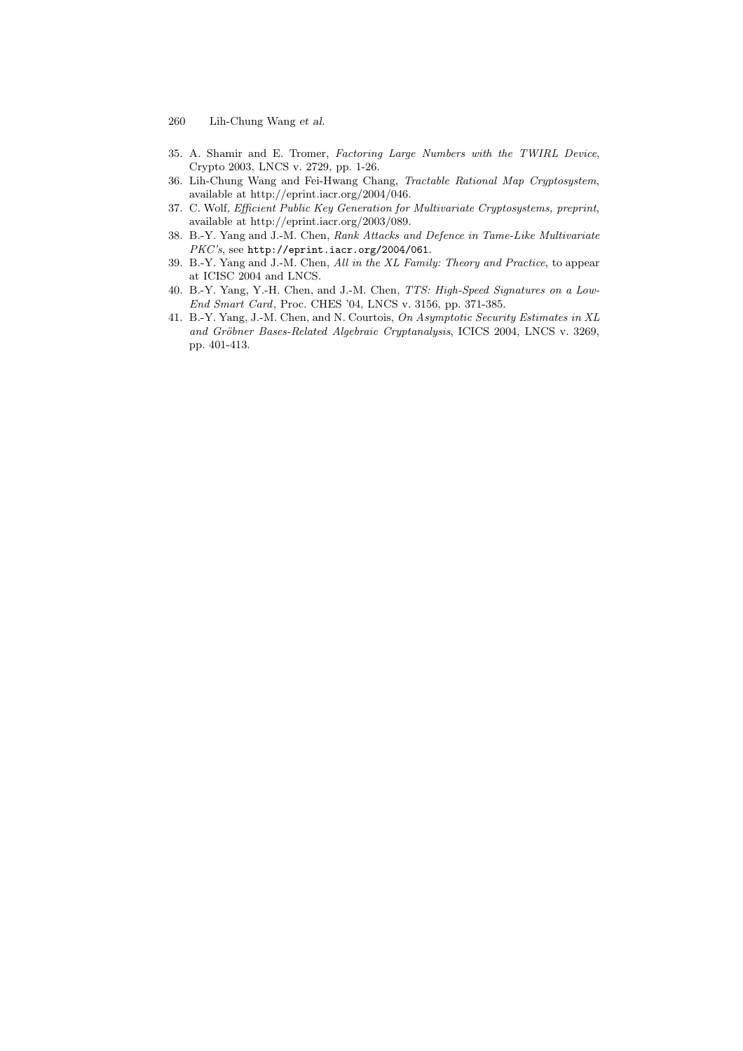35. A. Shamir and E. Tromer, *Factoring Large Numbers with the TWIRL Device*, Crypto 2003, LNCS v. 2729, pp. 1-26.
36. Lih-Chung Wang and Fei-Hwang Chang, *Tractable Rational Map Cryptosystem*, available at http://eprint.iacr.org/2004/046.
37. C. Wolf, *Efficient Public Key Generation for Multivariate Cryptosystems, preprint*, available at http://eprint.iacr.org/2003/089.
38. B.-Y. Yang and J.-M. Chen, *Rank Attacks and Defence in Tame-Like Multivariate PKC's*, see `http://eprint.iacr.org/2004/061`.
39. B.-Y. Yang and J.-M. Chen, *All in the XL Family: Theory and Practice*, to appear at ICISC 2004 and LNCS.
40. B.-Y. Yang, Y.-H. Chen, and J.-M. Chen, *TTS: High-Speed Signatures on a Low-End Smart Card*, Proc. CHES '04, LNCS v. 3156, pp. 371-385.
41. B.-Y. Yang, J.-M. Chen, and N. Courtois, *On Asymptotic Security Estimates in XL and Gröbner Bases-Related Algebraic Cryptanalysis*, ICICS 2004, LNCS v. 3269, pp. 401-413.